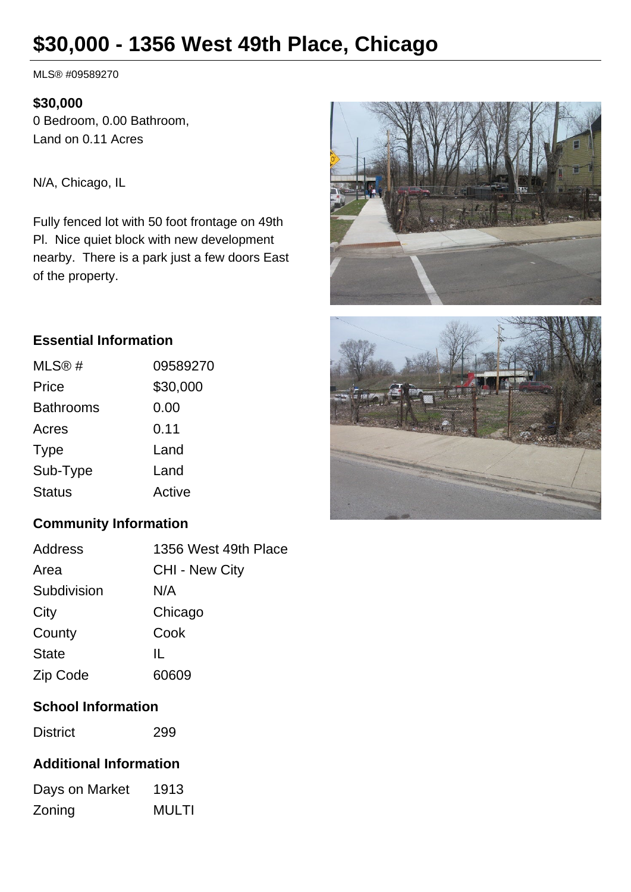# $30,000 - 1356 West 49th Place, Chicago

MLS® #09589270

**$30,000**
0 Bedroom, 0.00 Bathroom,
Land on 0.11 Acres

N/A, Chicago, IL

Fully fenced lot with 50 foot frontage on 49th Pl. Nice quiet block with new development nearby. There is a park just a few doors East of the property.

## Essential Information

| | |
|---|---|
| MLS® # | 09589270 |
| Price | $30,000 |
| Bathrooms | 0.00 |
| Acres | 0.11 |
| Type | Land |
| Sub-Type | Land |
| Status | Active |

## Community Information

| | |
|---|---|
| Address | 1356 West 49th Place |
| Area | CHI - New City |
| Subdivision | N/A |
| City | Chicago |
| County | Cook |
| State | IL |
| Zip Code | 60609 |

## School Information

| | |
|---|---|
| District | 299 |

## Additional Information

| | |
|---|---|
| Days on Market | 1913 |
| Zoning | MULTI |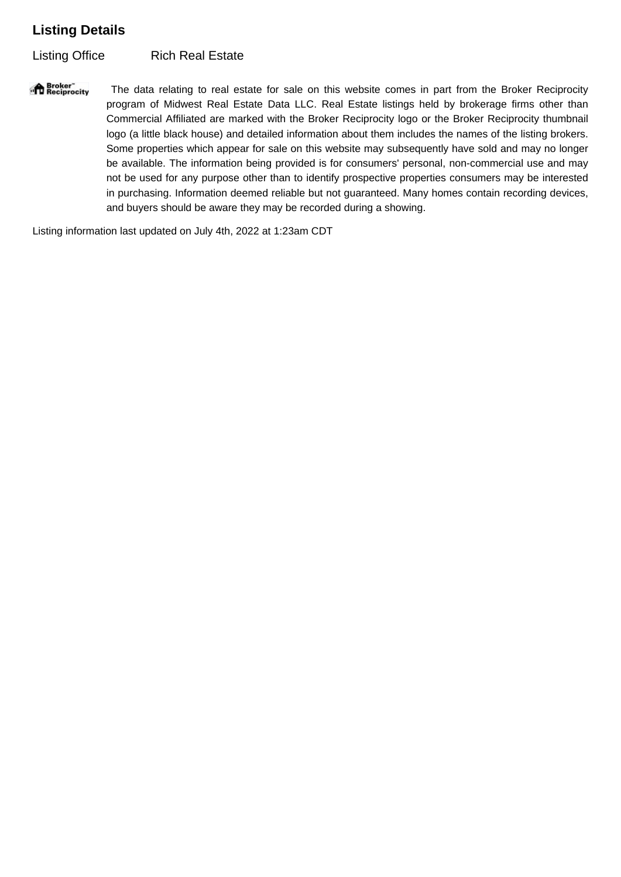## Listing Details

| | |
|---|---|
| Listing Office | Rich Real Estate |

Broker Reciprocity

The data relating to real estate for sale on this website comes in part from the Broker Reciprocity program of Midwest Real Estate Data LLC. Real Estate listings held by brokerage firms other than Commercial Affiliated are marked with the Broker Reciprocity logo or the Broker Reciprocity thumbnail logo (a little black house) and detailed information about them includes the names of the listing brokers. Some properties which appear for sale on this website may subsequently have sold and may no longer be available. The information being provided is for consumers' personal, non-commercial use and may not be used for any purpose other than to identify prospective properties consumers may be interested in purchasing. Information deemed reliable but not guaranteed. Many homes contain recording devices, and buyers should be aware they may be recorded during a showing.

Listing information last updated on July 4th, 2022 at 1:23am CDT